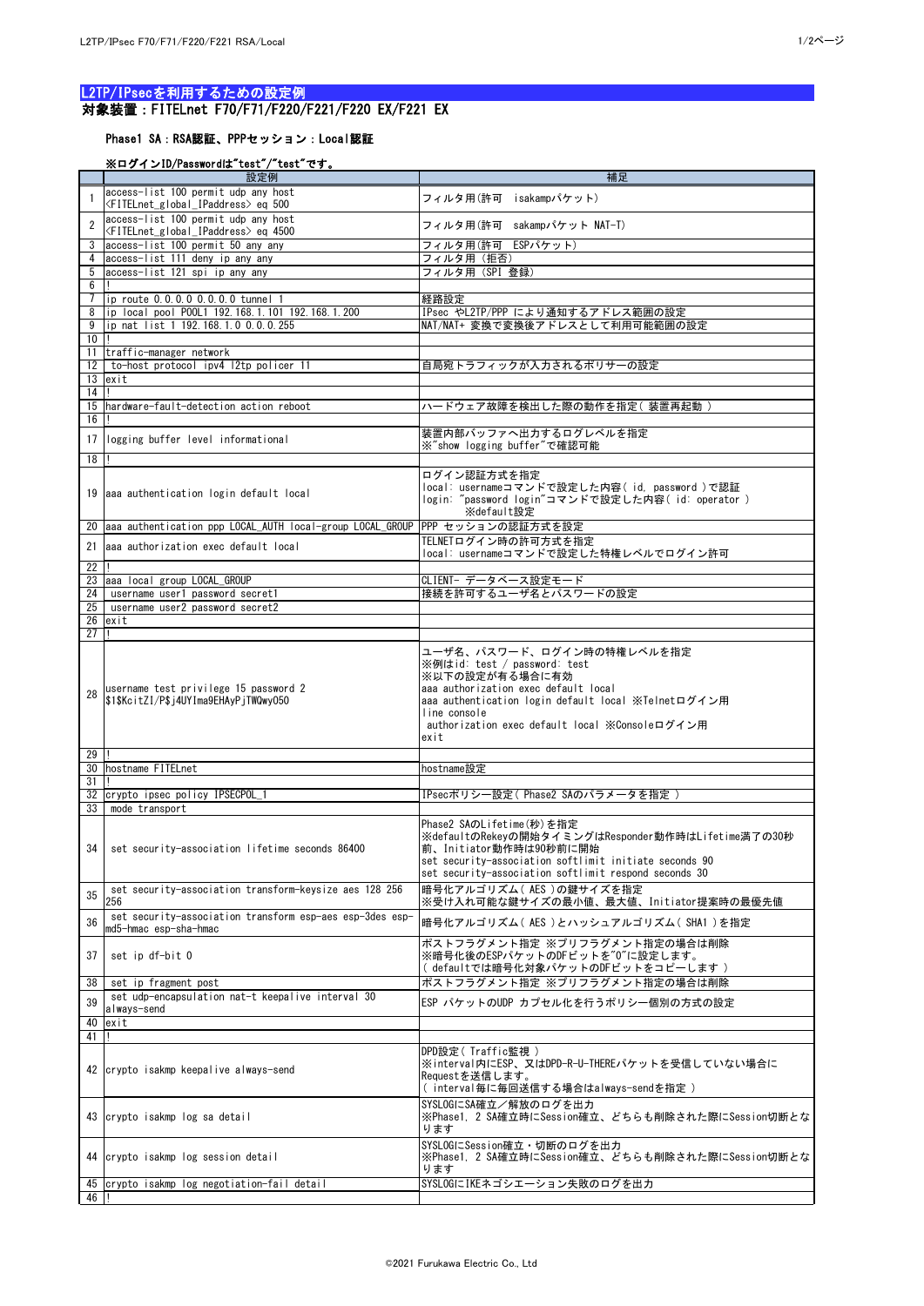# L2TP/IPsecを利用するための設定例

## 対象装置：FITELnet F70/F71/F220/F221/F220 EX/F221 EX

### Phase1 SA：RSA認証、PPPセッション：Local認証

**※ログインID/Passwordは"test"/"test"です。**

| | 設定例 | 補足 |
|---|---|---|
| 1 | access-list 100 permit udp any host <FITELnet_global_IPaddress> eq 500 | フィルタ用(許可　isakmpパケット) |
| 2 | access-list 100 permit udp any host <FITELnet_global_IPaddress> eq 4500 | フィルタ用(許可　sakampパケット NAT-T) |
| 3 | access-list 100 permit 50 any any | フィルタ用(許可　ESPパケット) |
| 4 | access-list 111 deny ip any any | フィルタ用 (拒否) |
| 5 | access-list 121 spi ip any any | フィルタ用 (SPI 登録) |
| 6 | ! | |
| 7 | ip route 0.0.0.0 0.0.0.0 tunnel 1 | 経路設定 |
| 8 | ip local pool POOL1 192.168.1.101 192.168.1.200 | IPsec やL2TP/PPP により通知するアドレス範囲の設定 |
| 9 | ip nat list 1 192.168.1.0 0.0.0.255 | NAT/NAT+ 変換で変換後アドレスとして利用可能範囲の設定 |
| 10 | ! | |
| 11 | traffic-manager network | |
| 12 | to-host protocol ipv4 l2tp policer 11 | 自局宛トラフィックが入力されるポリサーの設定 |
| 13 | exit | |
| 14 | ! | |
| 15 | hardware-fault-detection action reboot | ハードウェア故障を検出した際の動作を指定( 装置再起動 ) |
| 16 | ! | |
| 17 | logging buffer level informational | 装置内部バッファへ出力するログレベルを指定<br>※"show logging buffer"で確認可能 |
| 18 | ! | |
| 19 | aaa authentication login default local | ログイン認証方式を指定<br>local: usernameコマンドで設定した内容( id, password )で認証<br>login: "password login"コマンドで設定した内容( id: operator )<br>※default設定 |
| 20 | aaa authentication ppp LOCAL_AUTH local-group LOCAL_GROUP | PPP セッションの認証方式を設定 |
| 21 | aaa authorization exec default local | TELNETログイン時の許可方式を指定<br>local: usernameコマンドで設定した特権レベルでログイン許可 |
| 22 | ! | |
| 23 | aaa local group LOCAL_GROUP | CLIENT- データベース設定モード |
| 24 | username user1 password secret1 | 接続を許可するユーザ名とパスワードの設定 |
| 25 | username user2 password secret2 | |
| 26 | exit | |
| 27 | ! | |
| 28 | username test privilege 15 password 2 $1$KcitZI/P$j4UYIma9EHAyPjTWQwy050 | ユーザ名、パスワード、ログイン時の特権レベルを指定<br>※例はid: test / password: test<br>※以下の設定が有る場合に有効<br>aaa authorization exec default local<br>aaa authentication login default local ※Telnetログイン用<br>line console<br> authorization exec default local ※Consoleログイン用<br>exit |
| 29 | ! | |
| 30 | hostname FITELnet | hostname設定 |
| 31 | ! | |
| 32 | crypto ipsec policy IPSECPOL_1 | IPsecポリシー設定( Phase2 SAのパラメータを指定 ) |
| 33 | mode transport | |
| 34 | set security-association lifetime seconds 86400 | Phase2 SAのLifetime(秒)を指定<br>※defaultのRekeyの開始タイミングはResponder動作時はLifetime満了の30秒前、Initiator動作時は90秒前に開始<br>set security-association softlimit initiate seconds 90<br>set security-association softlimit respond seconds 30 |
| 35 | set security-association transform-keysize aes 128 256 256 | 暗号化アルゴリズム( AES )の鍵サイズを指定<br>※受け入れ可能な鍵サイズの最小値、最大値、Initiator提案時の最優先値 |
| 36 | set security-association transform esp-aes esp-3des esp-md5-hmac esp-sha-hmac | 暗号化アルゴリズム( AES )とハッシュアルゴリズム( SHA1 )を指定 |
| 37 | set ip df-bit 0 | ポストフラグメント指定 ※プリフラグメント指定の場合は削除<br>※暗号化後のESPパケットのDFビットを"0"に設定します。<br>( defaultでは暗号化対象パケットのDFビットをコピーします ) |
| 38 | set ip fragment post | ポストフラグメント指定 ※プリフラグメント指定の場合は削除 |
| 39 | set udp-encapsulation nat-t keepalive interval 30 always-send | ESP パケットのUDP カプセル化を行うポリシー個別の方式の設定 |
| 40 | exit | |
| 41 | ! | |
| 42 | crypto isakmp keepalive always-send | DPD設定( Traffic監視 )<br>※interval内にESP、又はDPD-R-U-THEREパケットを受信していない場合にRequestを送信します。<br>( interval毎に毎回送信する場合はalways-sendを指定 ) |
| 43 | crypto isakmp log sa detail | SYSLOGにSA確立／解放のログを出力<br>※Phase1, 2 SA確立時にSession確立、どちらも削除された際にSession切断となります |
| 44 | crypto isakmp log session detail | SYSLOGにSession確立・切断のログを出力<br>※Phase1, 2 SA確立時にSession確立、どちらも削除された際にSession切断となります |
| 45 | crypto isakmp log negotiation-fail detail | SYSLOGにIKEネゴシエーション失敗のログを出力 |
| 46 | ! | |

©2021 Furukawa Electric Co., Ltd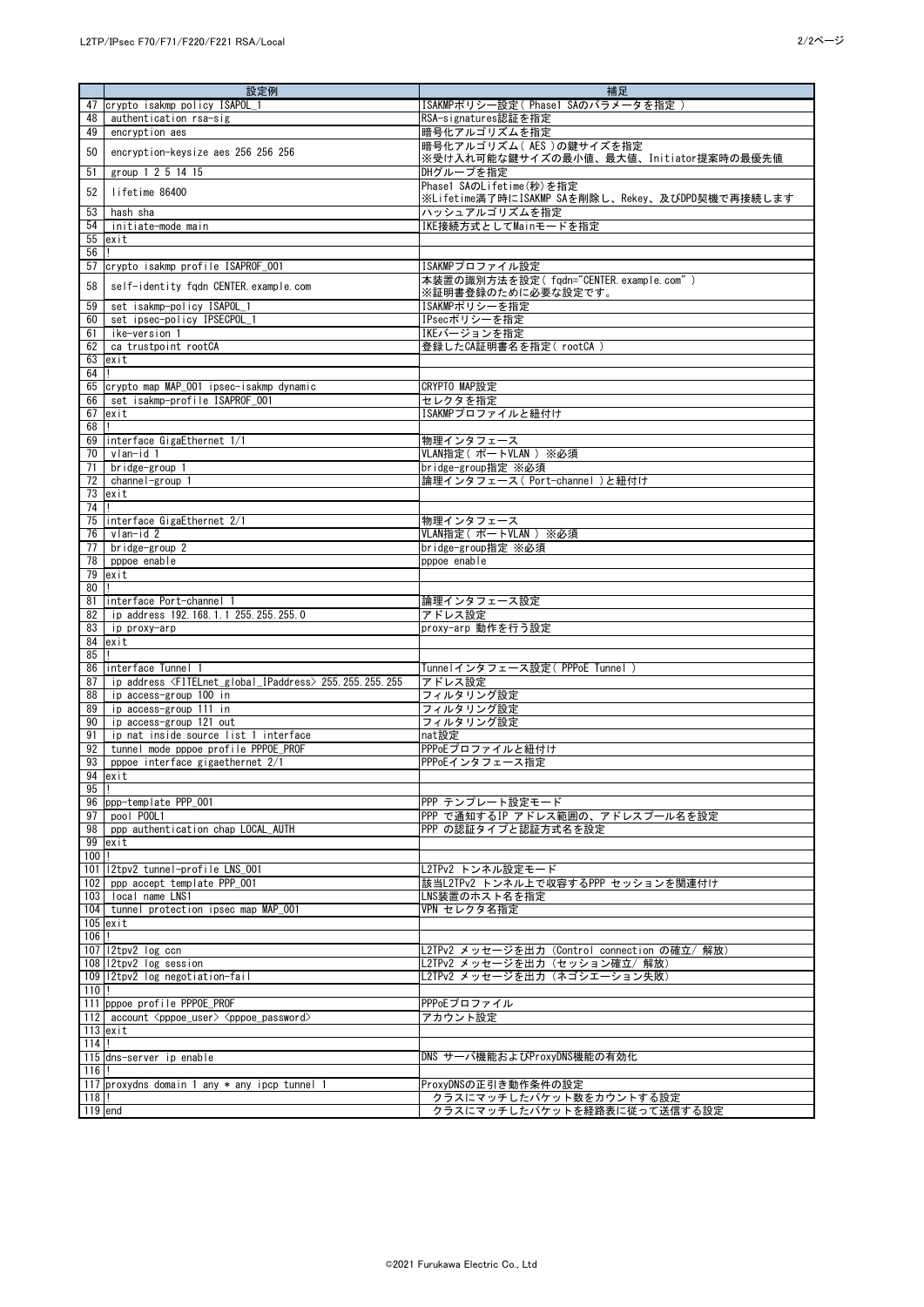| | 設定例 | 補足 |
| --- | --- | --- |
| 47 | crypto isakmp policy ISAPOL_1 | ISAKMPポリシー設定( Phase1 SAのパラメータを指定 ) |
| 48 | authentication rsa-sig | RSA-signatures認証を指定 |
| 49 | encryption aes | 暗号化アルゴリズムを指定 |
| 50 | encryption-keysize aes 256 256 256 | 暗号化アルゴリズム( AES )の鍵サイズを指定<br>※受け入れ可能な鍵サイズの最小値、最大値、Initiator提案時の最優先値 |
| 51 | group 1 2 5 14 15 | DHグループを指定 |
| 52 | lifetime 86400 | Phase1 SAのLifetime(秒)を指定<br>※Lifetime満了時にISAKMP SAを削除し、Rekey、及びDPD契機で再接続します |
| 53 | hash sha | ハッシュアルゴリズムを指定 |
| 54 | initiate-mode main | IKE接続方式としてMainモードを指定 |
| 55 | exit | |
| 56 | ! | |
| 57 | crypto isakmp profile ISAPROF_001 | ISAKMPプロファイル設定 |
| 58 | self-identity fqdn CENTER.example.com | 本装置の識別方法を設定( fqdn="CENTER.example.com" )<br>※証明書登録のために必要な設定です。 |
| 59 | set isakmp-policy ISAPOL_1 | ISAKMPポリシーを指定 |
| 60 | set ipsec-policy IPSECPOL_1 | IPsecポリシーを指定 |
| 61 | ike-version 1 | IKEバージョンを指定 |
| 62 | ca trustpoint rootCA | 登録したCA証明書名を指定( rootCA ) |
| 63 | exit | |
| 64 | ! | |
| 65 | crypto map MAP_001 ipsec-isakmp dynamic | CRYPTO MAP設定 |
| 66 | set isakmp-profile ISAPROF_001 | セレクタを指定 |
| 67 | exit | ISAKMPプロファイルと紐付け |
| 68 | ! | |
| 69 | interface GigaEthernet 1/1 | 物理インタフェース |
| 70 | vlan-id 1 | VLAN指定( ポートVLAN ) ※必須 |
| 71 | bridge-group 1 | bridge-group指定 ※必須 |
| 72 | channel-group 1 | 論理インタフェース( Port-channel )と紐付け |
| 73 | exit | |
| 74 | ! | |
| 75 | interface GigaEthernet 2/1 | 物理インタフェース |
| 76 | vlan-id 2 | VLAN指定( ポートVLAN ) ※必須 |
| 77 | bridge-group 2 | bridge-group指定 ※必須 |
| 78 | pppoe enable | pppoe enable |
| 79 | exit | |
| 80 | ! | |
| 81 | interface Port-channel 1 | 論理インタフェース設定 |
| 82 | ip address 192.168.1.1 255.255.255.0 | アドレス設定 |
| 83 | ip proxy-arp | proxy-arp 動作を行う設定 |
| 84 | exit | |
| 85 | ! | |
| 86 | interface Tunnel 1 | Tunnelインタフェース設定( PPPoE Tunnel ) |
| 87 | ip address <FITELnet_global_IPaddress> 255.255.255.255 | アドレス設定 |
| 88 | ip access-group 100 in | フィルタリング設定 |
| 89 | ip access-group 111 in | フィルタリング設定 |
| 90 | ip access-group 121 out | フィルタリング設定 |
| 91 | ip nat inside source list 1 interface | nat設定 |
| 92 | tunnel mode pppoe profile PPPOE_PROF | PPPoEプロファイルと紐付け |
| 93 | pppoe interface gigaethernet 2/1 | PPPoEインタフェース指定 |
| 94 | exit | |
| 95 | ! | |
| 96 | ppp-template PPP_001 | PPP テンプレート設定モード |
| 97 | pool POOL1 | PPP で通知するIP アドレス範囲の、アドレスプール名を設定 |
| 98 | ppp authentication chap LOCAL_AUTH | PPP の認証タイプと認証方式名を設定 |
| 99 | exit | |
| 100 | ! | |
| 101 | l2tpv2 tunnel-profile LNS_001 | L2TPv2 トンネル設定モード |
| 102 | ppp accept template PPP_001 | 該当L2TPv2 トンネル上で収容するPPP セッションを関連付け |
| 103 | local name LNS1 | LNS装置のホスト名を指定 |
| 104 | tunnel protection ipsec map MAP_001 | VPN セレクタ名指定 |
| 105 | exit | |
| 106 | ! | |
| 107 | l2tpv2 log ccn | L2TPv2 メッセージを出力 (Control connection の確立/ 解放) |
| 108 | l2tpv2 log session | L2TPv2 メッセージを出力 (セッション確立/ 解放) |
| 109 | l2tpv2 log negotiation-fail | L2TPv2 メッセージを出力 (ネゴシエーション失敗) |
| 110 | ! | |
| 111 | pppoe profile PPPOE_PROF | PPPoEプロファイル |
| 112 | account <pppoe_user> <pppoe_password> | アカウント設定 |
| 113 | exit | |
| 114 | ! | |
| 115 | dns-server ip enable | DNS サーバ機能およびProxyDNS機能の有効化 |
| 116 | ! | |
| 117 | proxydns domain 1 any * any ipcp tunnel 1 | ProxyDNSの正引き動作条件の設定 |
| 118 | ! | クラスにマッチしたパケット数をカウントする設定 |
| 119 | end | クラスにマッチしたパケットを経路表に従って送信する設定 |

©2021 Furukawa Electric Co., Ltd